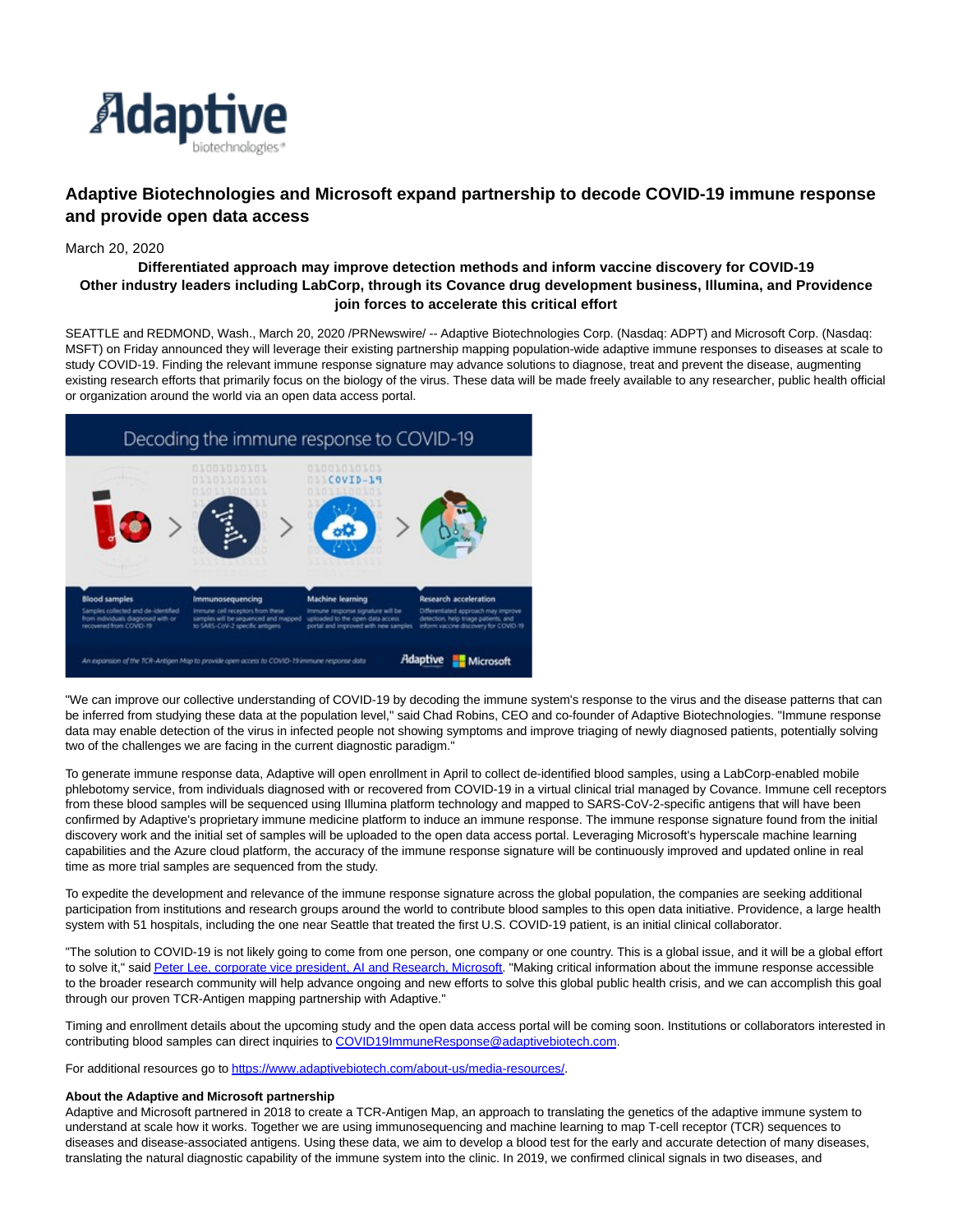# Adaptive Biotechnologies and Microsoft expand partnership to decode COVID-19 immune response and provide open data access

March 20, 2020

**Differentiated approach may improve detection methods and inform vaccine discovery for COVID-19**
**Other industry leaders including LabCorp, through its Covance drug development business, Illumina, and Providence join forces to accelerate this critical effort**

SEATTLE and REDMOND, Wash., March 20, 2020 /PRNewswire/ -- Adaptive Biotechnologies Corp. (Nasdaq: ADPT) and Microsoft Corp. (Nasdaq: MSFT) on Friday announced they will leverage their existing partnership mapping population-wide adaptive immune responses to diseases at scale to study COVID-19. Finding the relevant immune response signature may advance solutions to diagnose, treat and prevent the disease, augmenting existing research efforts that primarily focus on the biology of the virus. These data will be made freely available to any researcher, public health official or organization around the world via an open data access portal.

"We can improve our collective understanding of COVID-19 by decoding the immune system's response to the virus and the disease patterns that can be inferred from studying these data at the population level," said Chad Robins, CEO and co-founder of Adaptive Biotechnologies. "Immune response data may enable detection of the virus in infected people not showing symptoms and improve triaging of newly diagnosed patients, potentially solving two of the challenges we are facing in the current diagnostic paradigm."

To generate immune response data, Adaptive will open enrollment in April to collect de-identified blood samples, using a LabCorp-enabled mobile phlebotomy service, from individuals diagnosed with or recovered from COVID-19 in a virtual clinical trial managed by Covance. Immune cell receptors from these blood samples will be sequenced using Illumina platform technology and mapped to SARS-CoV-2-specific antigens that will have been confirmed by Adaptive's proprietary immune medicine platform to induce an immune response. The immune response signature found from the initial discovery work and the initial set of samples will be uploaded to the open data access portal. Leveraging Microsoft's hyperscale machine learning capabilities and the Azure cloud platform, the accuracy of the immune response signature will be continuously improved and updated online in real time as more trial samples are sequenced from the study.

To expedite the development and relevance of the immune response signature across the global population, the companies are seeking additional participation from institutions and research groups around the world to contribute blood samples to this open data initiative. Providence, a large health system with 51 hospitals, including the one near Seattle that treated the first U.S. COVID-19 patient, is an initial clinical collaborator.

"The solution to COVID-19 is not likely going to come from one person, one company or one country. This is a global issue, and it will be a global effort to solve it," said Peter Lee, corporate vice president, AI and Research, Microsoft. "Making critical information about the immune response accessible to the broader research community will help advance ongoing and new efforts to solve this global public health crisis, and we can accomplish this goal through our proven TCR-Antigen mapping partnership with Adaptive."

Timing and enrollment details about the upcoming study and the open data access portal will be coming soon. Institutions or collaborators interested in contributing blood samples can direct inquiries to COVID19ImmuneResponse@adaptivebiotech.com.

For additional resources go to https://www.adaptivebiotech.com/about-us/media-resources/.

**About the Adaptive and Microsoft partnership**

Adaptive and Microsoft partnered in 2018 to create a TCR-Antigen Map, an approach to translating the genetics of the adaptive immune system to understand at scale how it works. Together we are using immunosequencing and machine learning to map T-cell receptor (TCR) sequences to diseases and disease-associated antigens. Using these data, we aim to develop a blood test for the early and accurate detection of many diseases, translating the natural diagnostic capability of the immune system into the clinic. In 2019, we confirmed clinical signals in two diseases, and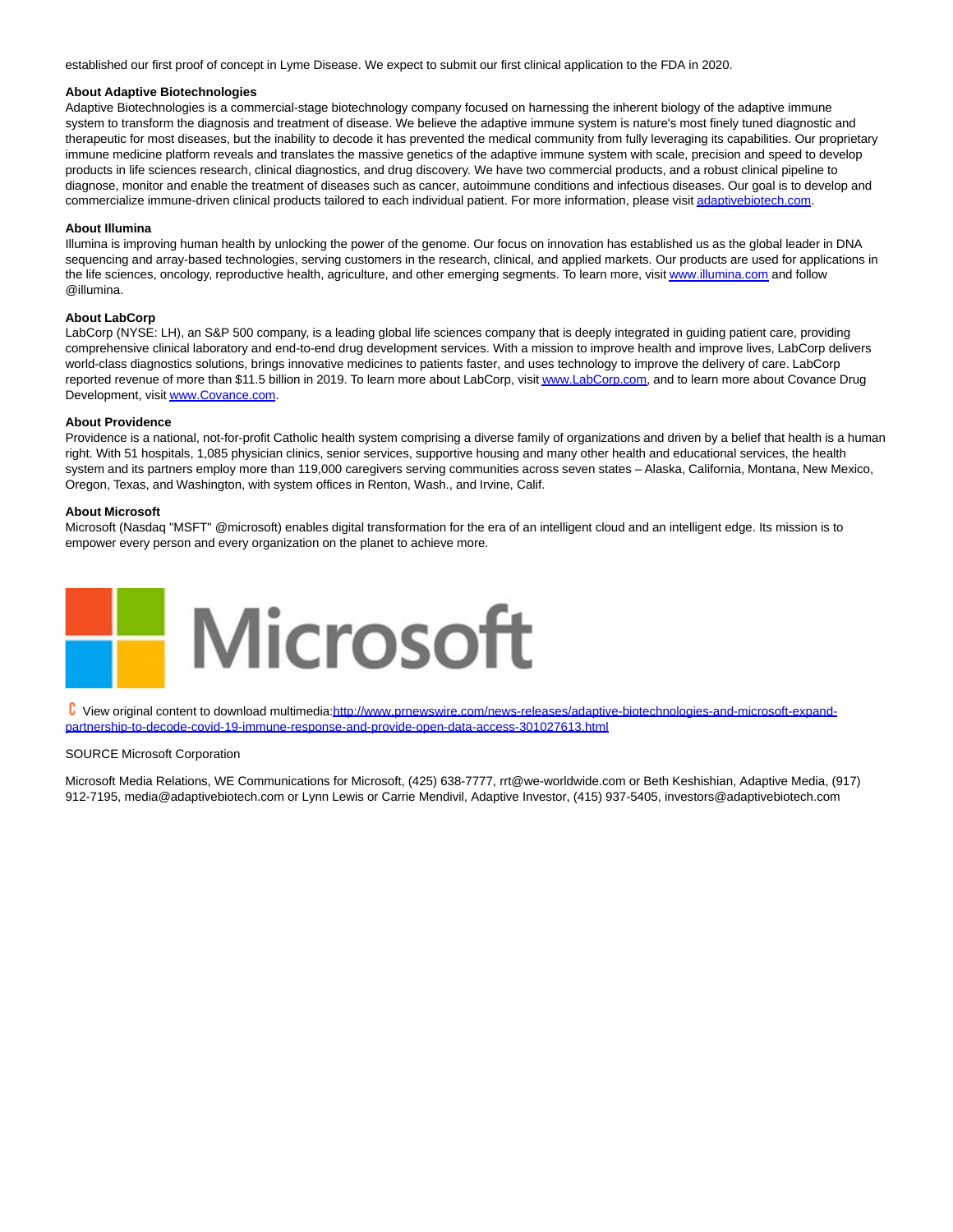established our first proof of concept in Lyme Disease. We expect to submit our first clinical application to the FDA in 2020.

**About Adaptive Biotechnologies**

Adaptive Biotechnologies is a commercial-stage biotechnology company focused on harnessing the inherent biology of the adaptive immune system to transform the diagnosis and treatment of disease. We believe the adaptive immune system is nature's most finely tuned diagnostic and therapeutic for most diseases, but the inability to decode it has prevented the medical community from fully leveraging its capabilities. Our proprietary immune medicine platform reveals and translates the massive genetics of the adaptive immune system with scale, precision and speed to develop products in life sciences research, clinical diagnostics, and drug discovery. We have two commercial products, and a robust clinical pipeline to diagnose, monitor and enable the treatment of diseases such as cancer, autoimmune conditions and infectious diseases. Our goal is to develop and commercialize immune-driven clinical products tailored to each individual patient. For more information, please visit adaptivebiotech.com.

**About Illumina**

Illumina is improving human health by unlocking the power of the genome. Our focus on innovation has established us as the global leader in DNA sequencing and array-based technologies, serving customers in the research, clinical, and applied markets. Our products are used for applications in the life sciences, oncology, reproductive health, agriculture, and other emerging segments. To learn more, visit www.illumina.com and follow @illumina.

**About LabCorp**

LabCorp (NYSE: LH), an S&P 500 company, is a leading global life sciences company that is deeply integrated in guiding patient care, providing comprehensive clinical laboratory and end-to-end drug development services. With a mission to improve health and improve lives, LabCorp delivers world-class diagnostics solutions, brings innovative medicines to patients faster, and uses technology to improve the delivery of care. LabCorp reported revenue of more than $11.5 billion in 2019. To learn more about LabCorp, visit www.LabCorp.com, and to learn more about Covance Drug Development, visit www.Covance.com.

**About Providence**

Providence is a national, not-for-profit Catholic health system comprising a diverse family of organizations and driven by a belief that health is a human right. With 51 hospitals, 1,085 physician clinics, senior services, supportive housing and many other health and educational services, the health system and its partners employ more than 119,000 caregivers serving communities across seven states – Alaska, California, Montana, New Mexico, Oregon, Texas, and Washington, with system offices in Renton, Wash., and Irvine, Calif.

**About Microsoft**

Microsoft (Nasdaq "MSFT" @microsoft) enables digital transformation for the era of an intelligent cloud and an intelligent edge. Its mission is to empower every person and every organization on the planet to achieve more.

Microsoft

View original content to download multimedia:http://www.prnewswire.com/news-releases/adaptive-biotechnologies-and-microsoft-expand-partnership-to-decode-covid-19-immune-response-and-provide-open-data-access-301027613.html

SOURCE Microsoft Corporation

Microsoft Media Relations, WE Communications for Microsoft, (425) 638-7777, rrt@we-worldwide.com or Beth Keshishian, Adaptive Media, (917) 912-7195, media@adaptivebiotech.com or Lynn Lewis or Carrie Mendivil, Adaptive Investor, (415) 937-5405, investors@adaptivebiotech.com